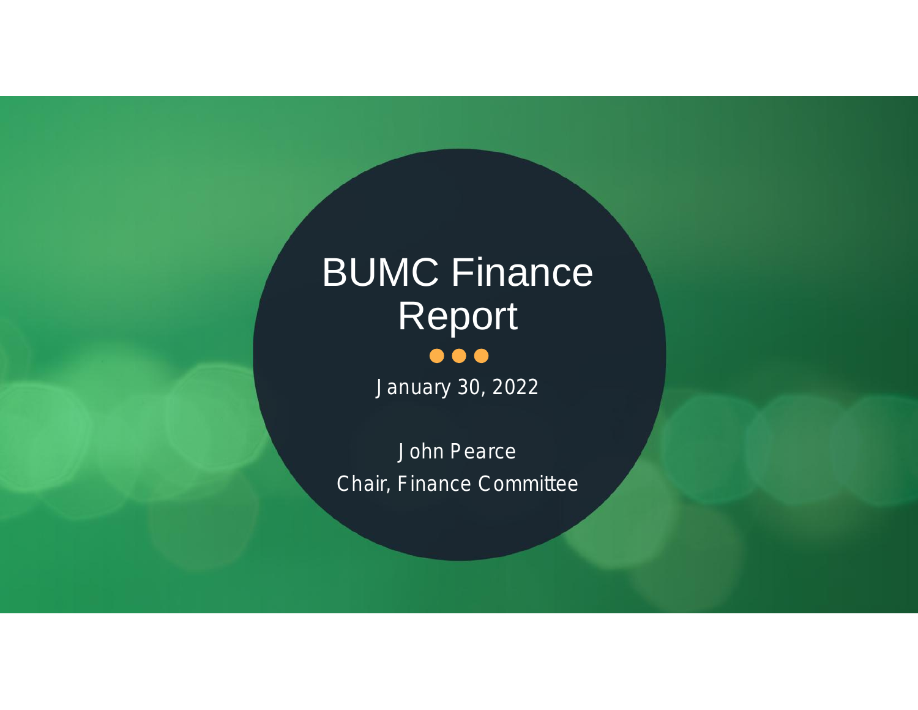# BUMC Finance Report

January 30, 2022

John Pearce
Chair, Finance Committee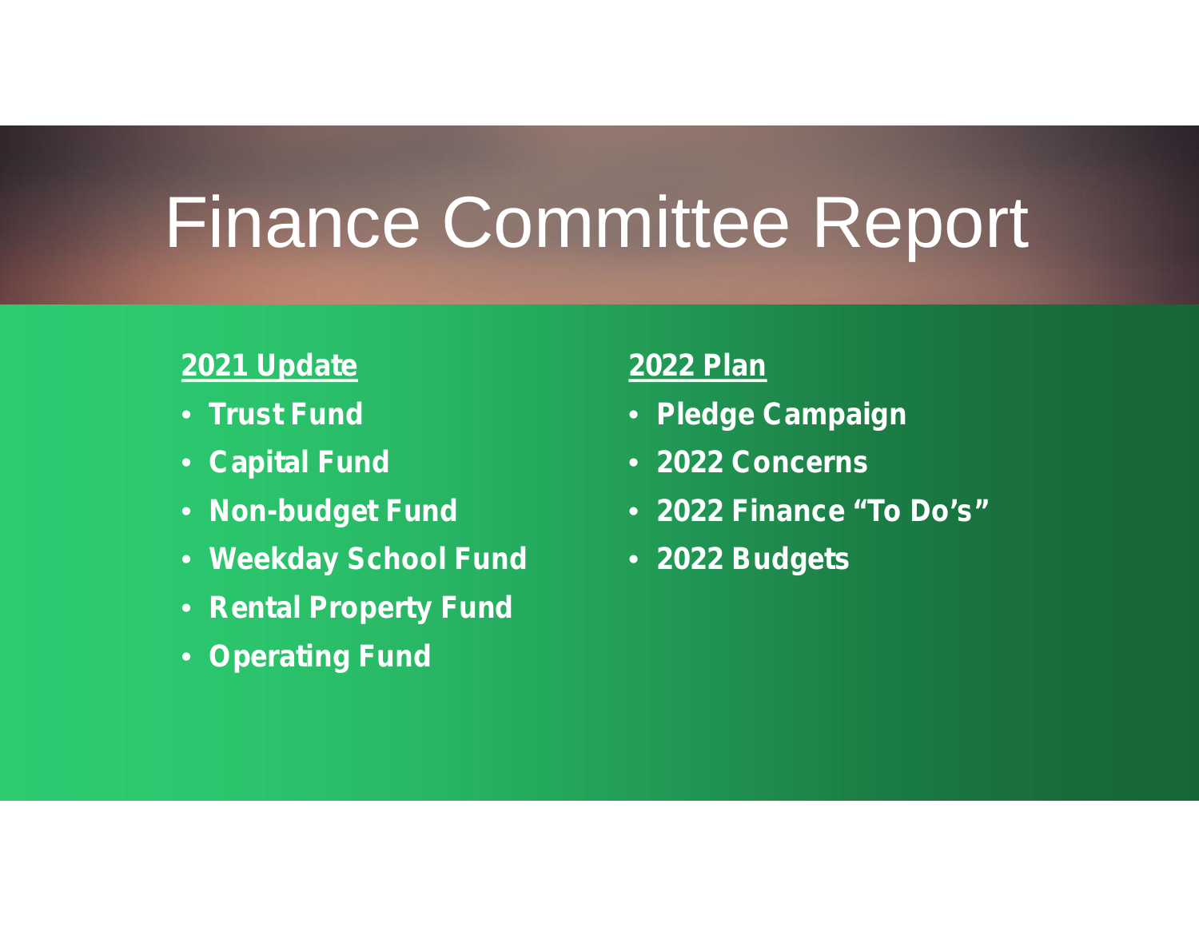# Finance Committee Report

**2021 Update**

- **Trust Fund**
- **Capital Fund**
- **Non-budget Fund**
- **Weekday School Fund**
- **Rental Property Fund**
- **Operating Fund**

**2022 Plan**

- **Pledge Campaign**
- **2022 Concerns**
- **2022 Finance "To Do's"**
- **2022 Budgets**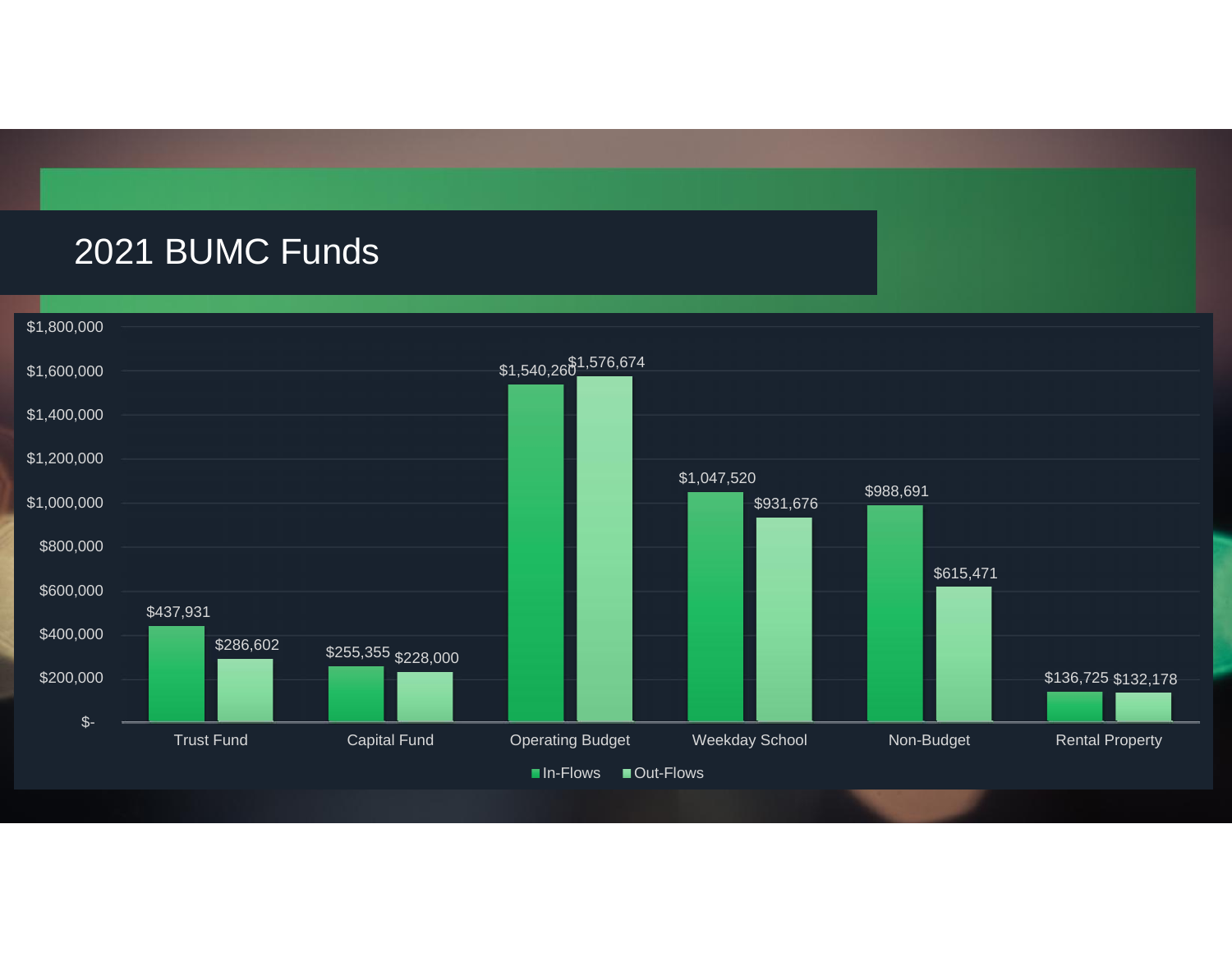# 2021 BUMC Funds

| | In-Flows | Out-Flows |
|---|---|---|
| Trust Fund | $437,931 | $286,602 |
| Capital Fund | $255,355 | $228,000 |
| Operating Budget | $1,540,260 | $1,576,674 |
| Weekday School | $1,047,520 | $931,676 |
| Non-Budget | $988,691 | $615,471 |
| Rental Property | $136,725 | $132,178 |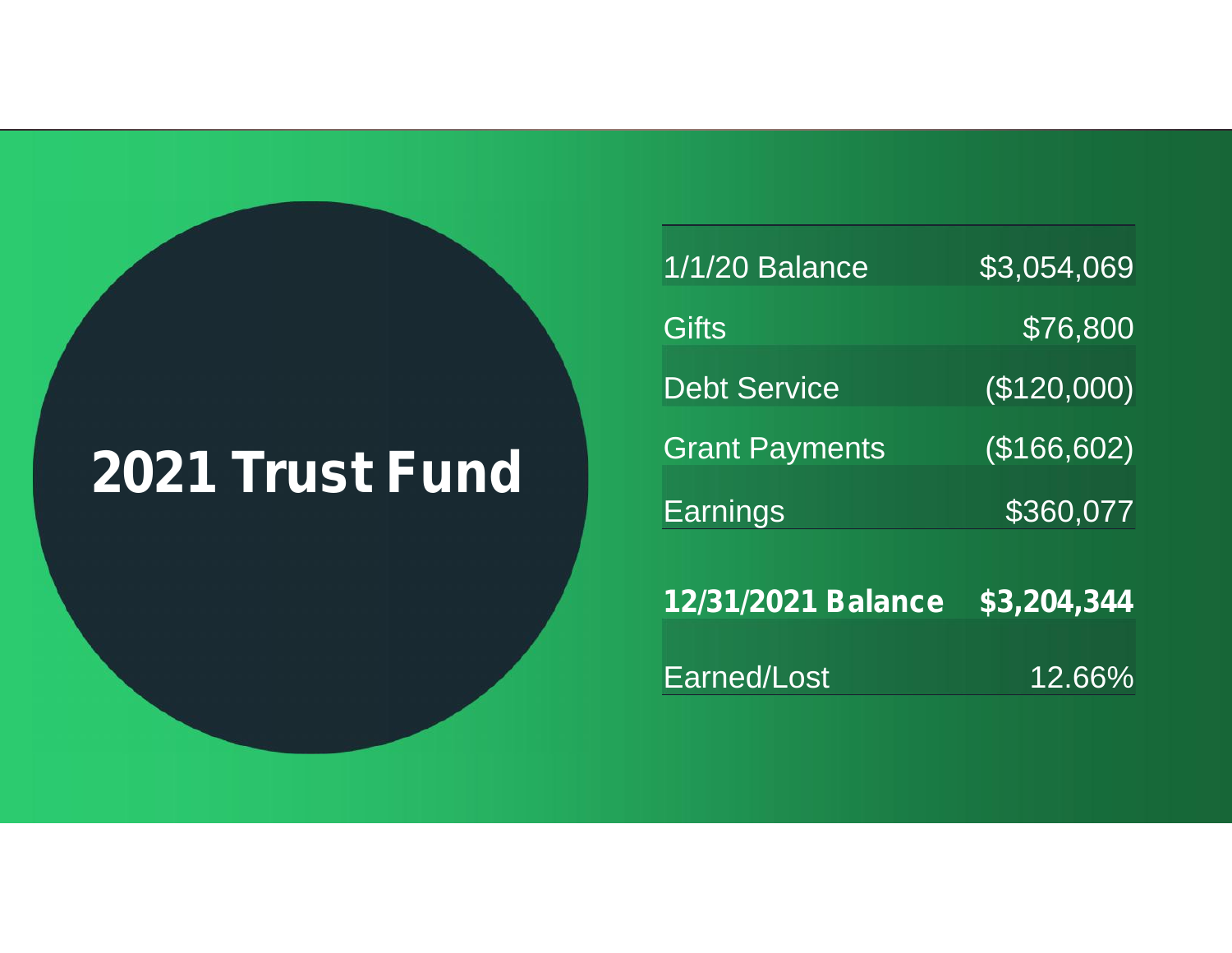# 2021 Trust Fund

| | |
|---|---:|
| 1/1/20 Balance | $3,054,069 |
| Gifts | $76,800 |
| Debt Service | ($120,000) |
| Grant Payments | ($166,602) |
| Earnings | $360,077 |
| **12/31/2021 Balance** | **$3,204,344** |
| Earned/Lost | 12.66% |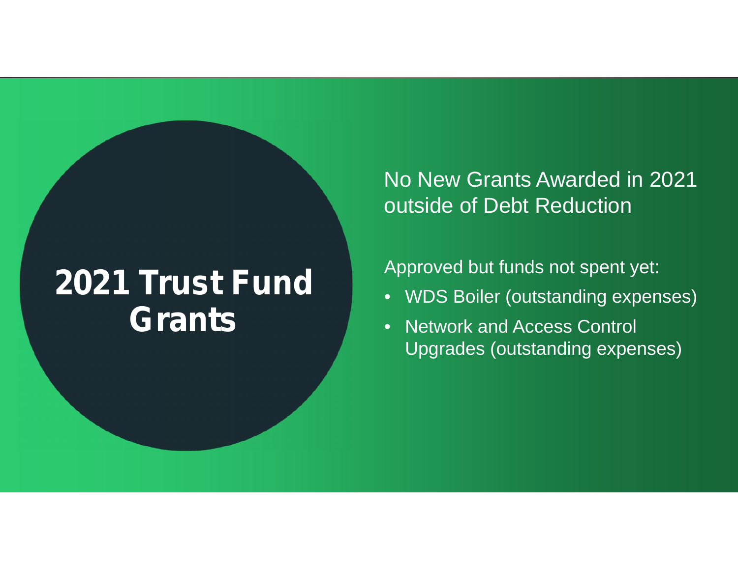# 2021 Trust Fund Grants

No New Grants Awarded in 2021 outside of Debt Reduction

Approved but funds not spent yet:

- WDS Boiler (outstanding expenses)
- Network and Access Control Upgrades (outstanding expenses)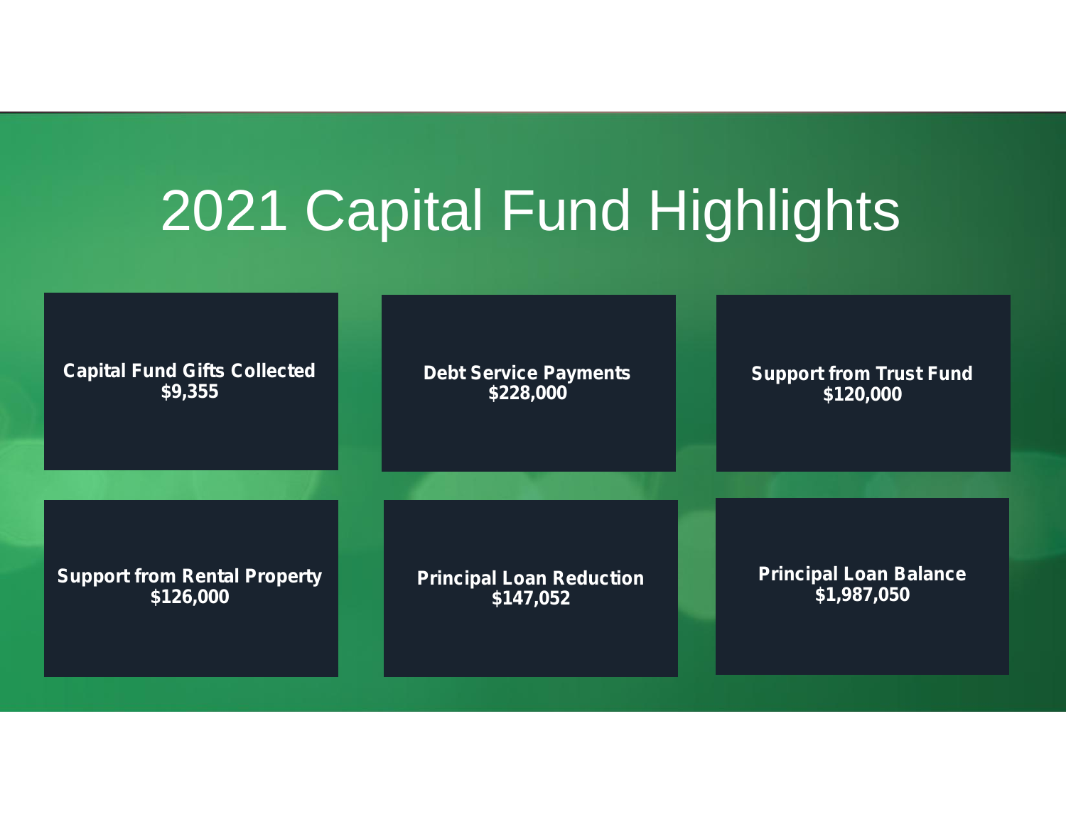# 2021 Capital Fund Highlights

**Capital Fund Gifts Collected**
**$9,355**

**Debt Service Payments**
**$228,000**

**Support from Trust Fund**
**$120,000**

**Support from Rental Property**
**$126,000**

**Principal Loan Reduction**
**$147,052**

**Principal Loan Balance**
**$1,987,050**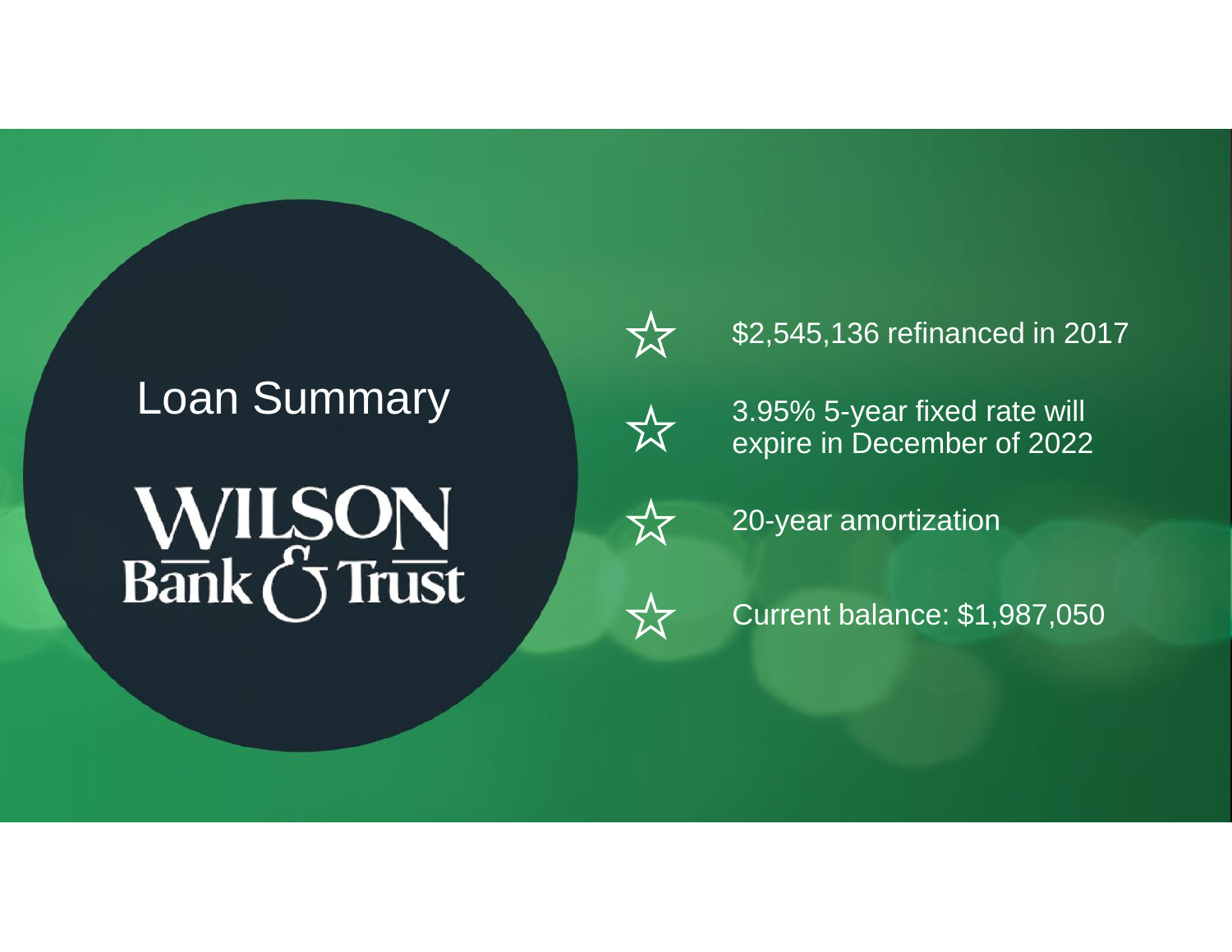# Loan Summary

WILSON Bank & Trust

- $2,545,136 refinanced in 2017
- 3.95% 5-year fixed rate will expire in December of 2022
- 20-year amortization
- Current balance: $1,987,050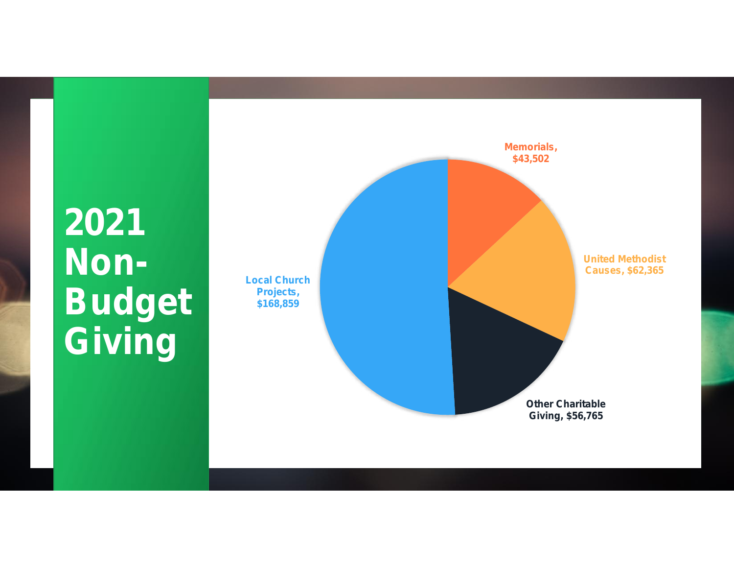# 2021 Non-Budget Giving

Memorials, $43,502

United Methodist Causes, $62,365

Other Charitable Giving, $56,765

Local Church Projects, $168,859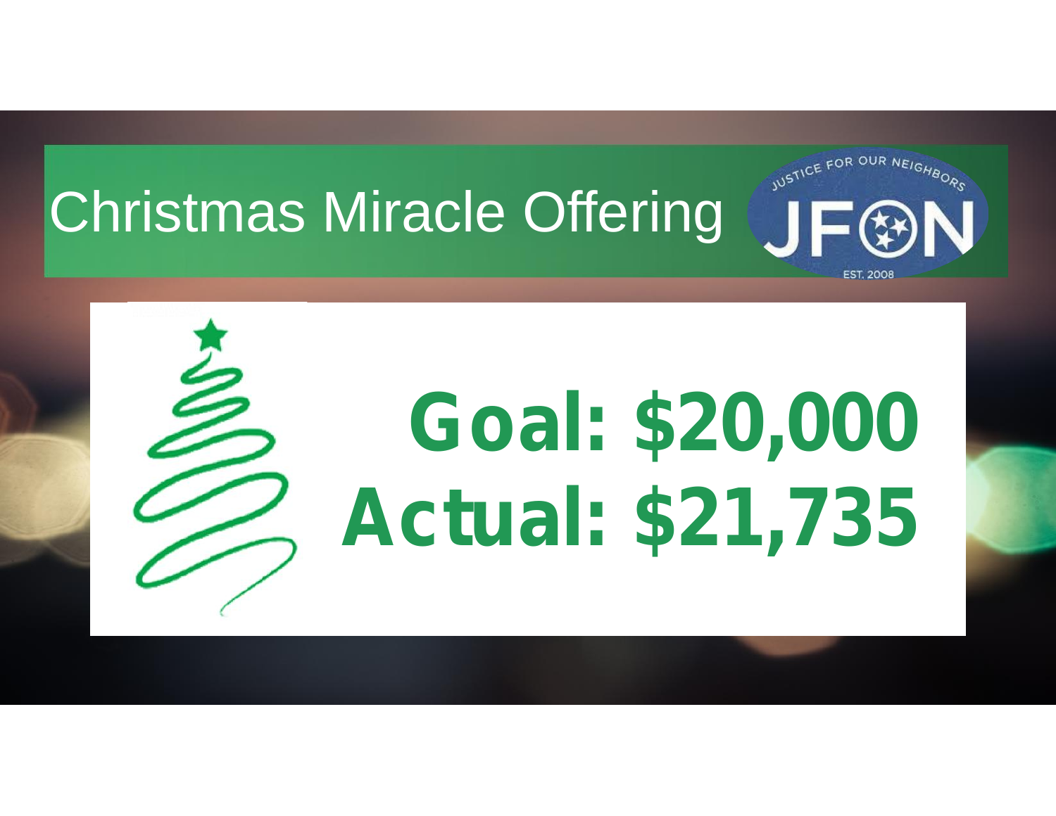# Christmas Miracle Offering

JUSTICE FOR OUR NEIGHBORS

JFON

EST. 2008

**Goal: $20,000**

**Actual: $21,735**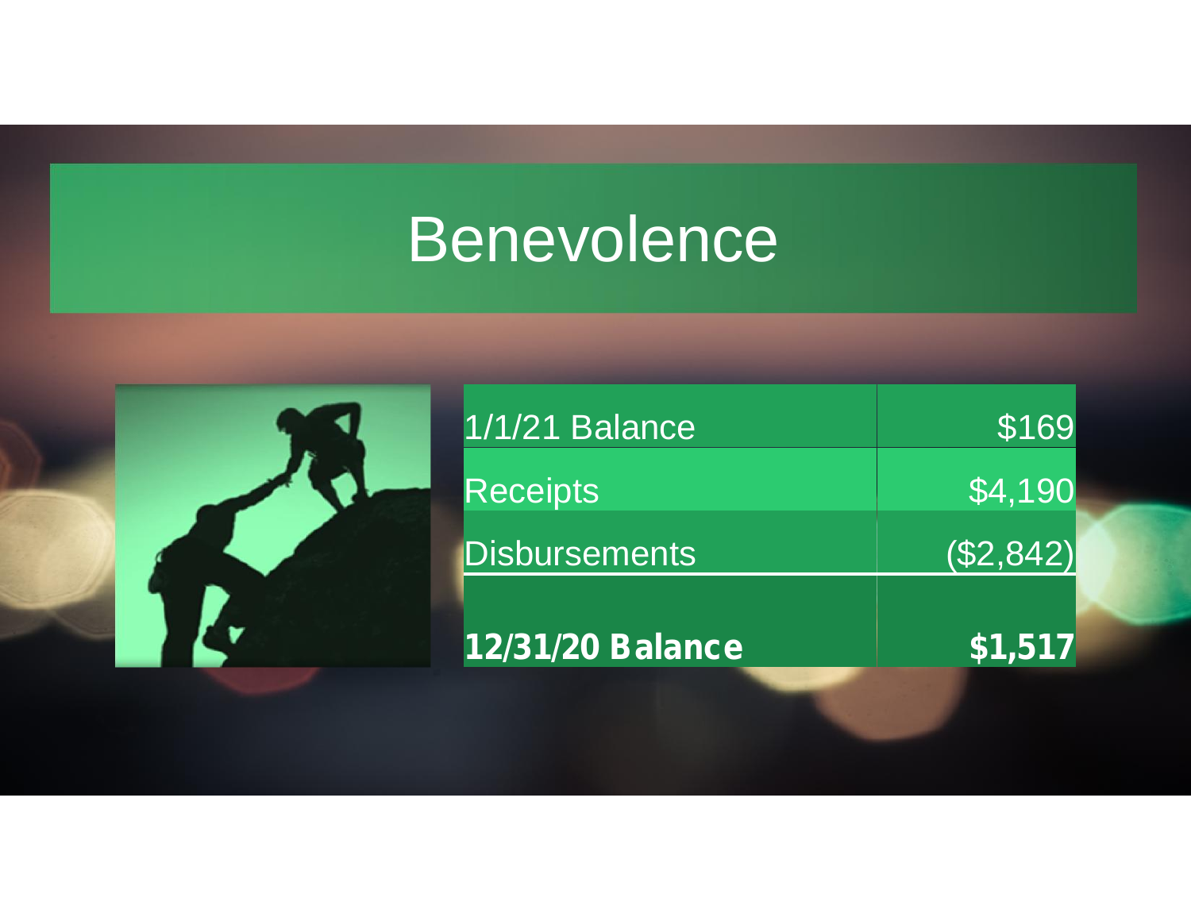# Benevolence

| | |
|---|---:|
| 1/1/21 Balance | $169 |
| Receipts | $4,190 |
| Disbursements | ($2,842) |
| **12/31/20 Balance** | **$1,517** |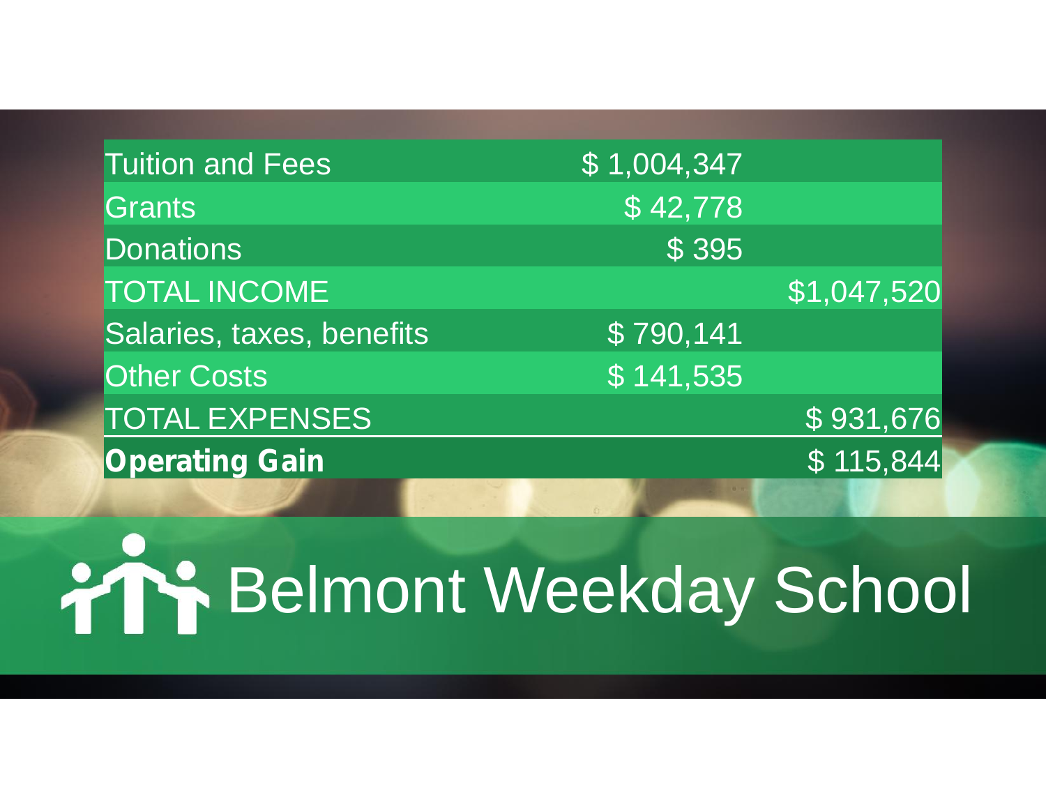| | | |
|---|---|---|
| Tuition and Fees | $ 1,004,347 | |
| Grants | $ 42,778 | |
| Donations | $ 395 | |
| TOTAL INCOME | | $1,047,520 |
| Salaries, taxes, benefits | $ 790,141 | |
| Other Costs | $ 141,535 | |
| TOTAL EXPENSES | | $ 931,676 |
| **Operating Gain** | | $ 115,844 |

# Belmont Weekday School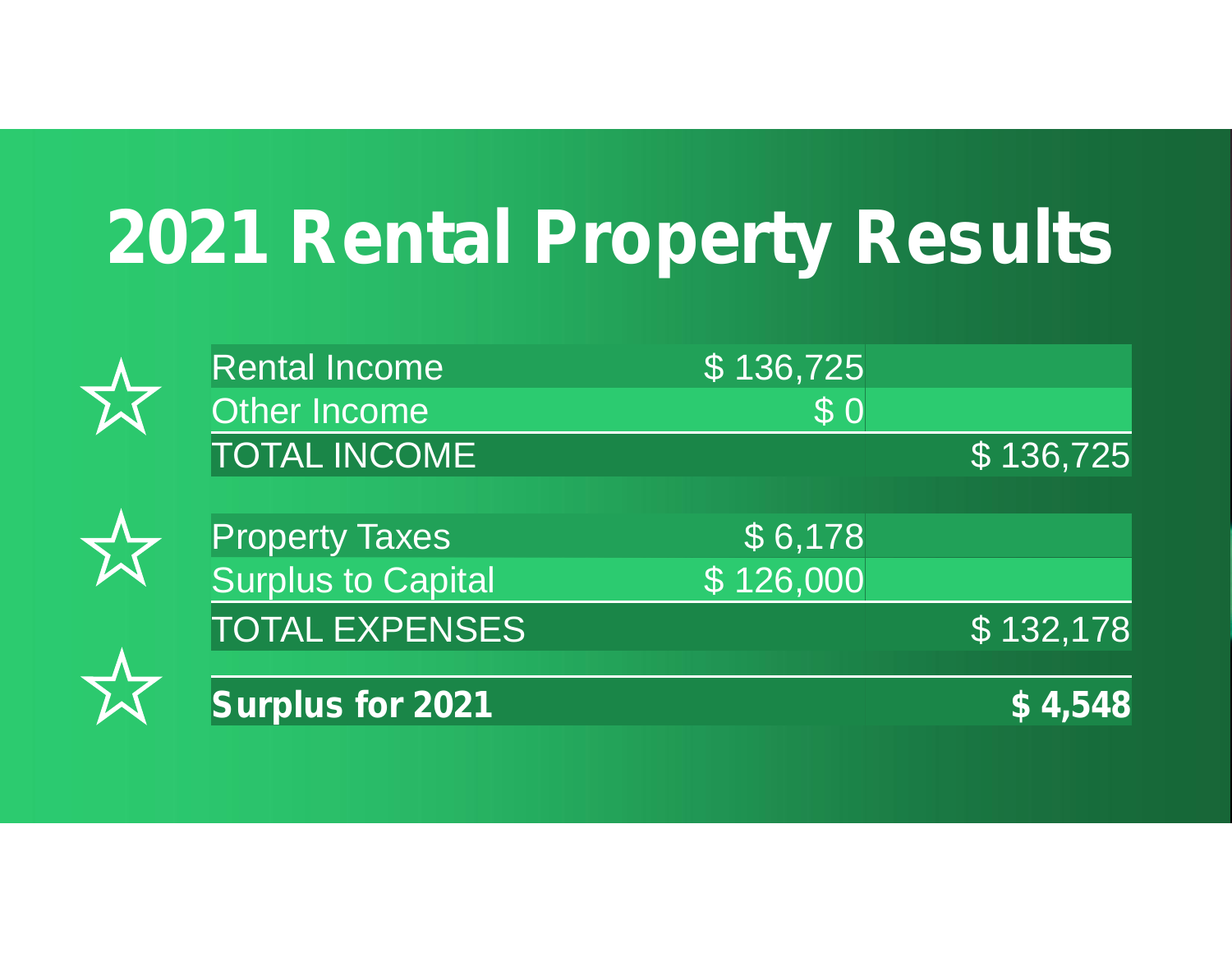# 2021 Rental Property Results

| | | |
|---|---|---|
| Rental Income | $ 136,725 | |
| Other Income | $ 0 | |
| TOTAL INCOME | | $ 136,725 |
| | | |
| Property Taxes | $ 6,178 | |
| Surplus to Capital | $ 126,000 | |
| TOTAL EXPENSES | | $ 132,178 |
| | | |
| **Surplus for 2021** | | **$ 4,548** |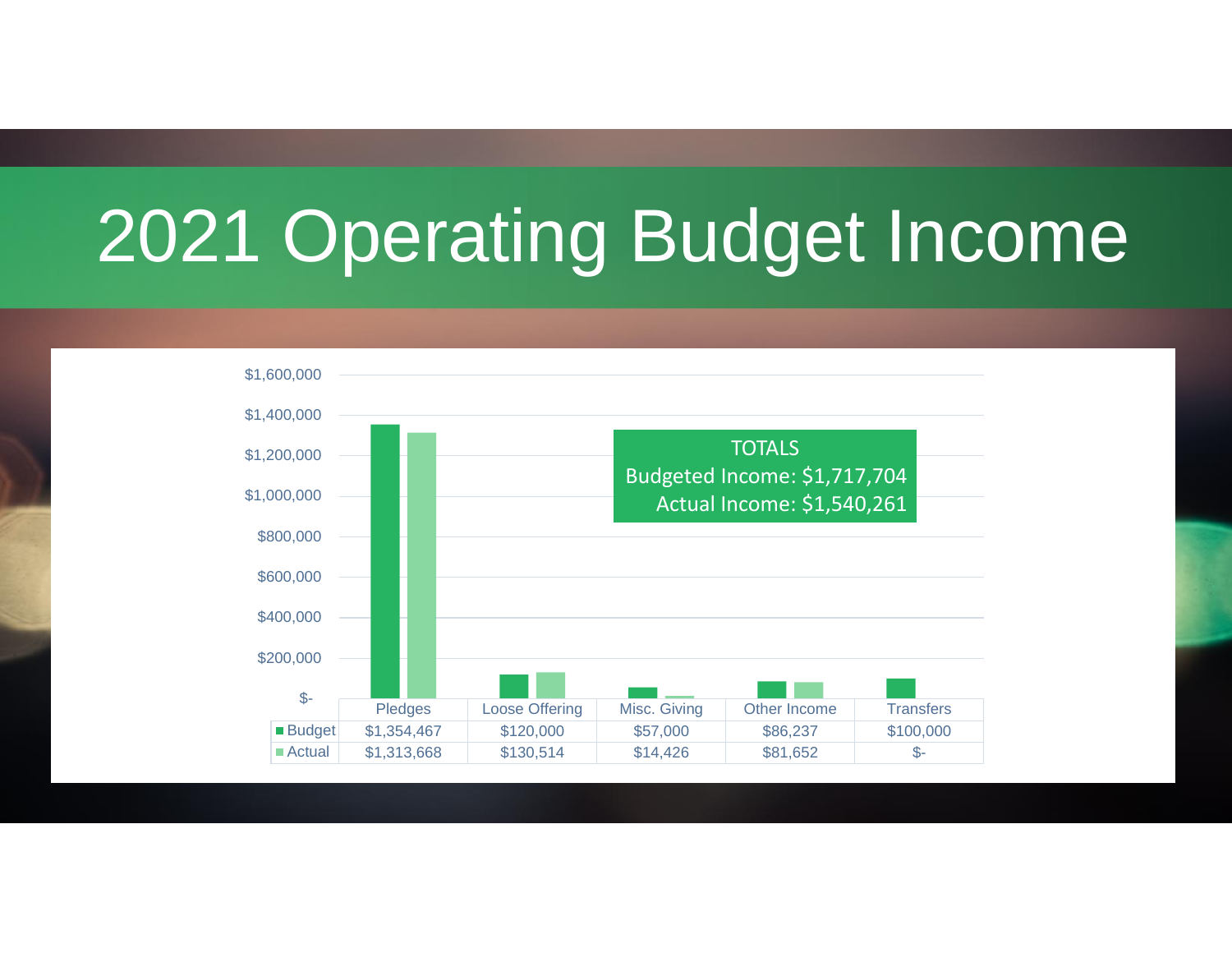# 2021 Operating Budget Income

|  | Pledges | Loose Offering | Misc. Giving | Other Income | Transfers |
|---|---|---|---|---|---|
| Budget | $1,354,467 | $120,000 | $57,000 | $86,237 | $100,000 |
| Actual | $1,313,668 | $130,514 | $14,426 | $81,652 | $- |

TOTALS
Budgeted Income: $1,717,704
Actual Income: $1,540,261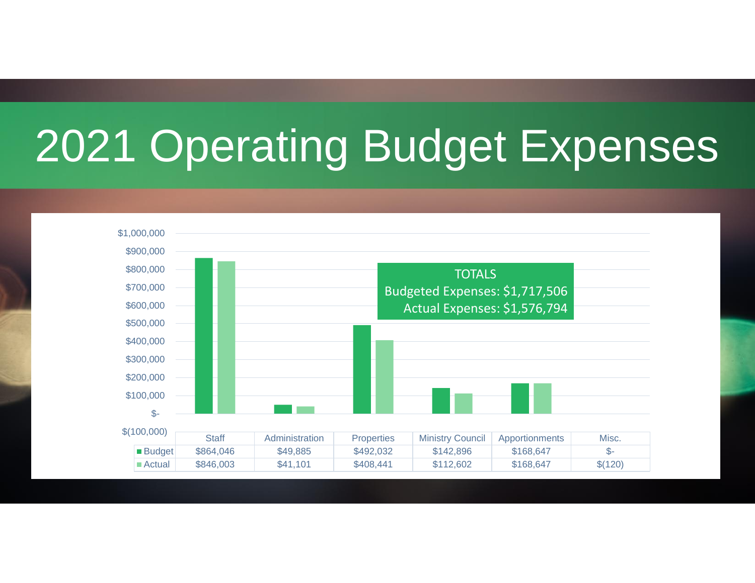# 2021 Operating Budget Expenses

**TOTALS**
Budgeted Expenses: $1,717,506
Actual Expenses: $1,576,794

| | Staff | Administration | Properties | Ministry Council | Apportionments | Misc. |
|---|---|---|---|---|---|---|
| Budget | $864,046 | $49,885 | $492,032 | $142,896 | $168,647 | $- |
| Actual | $846,003 | $41,101 | $408,441 | $112,602 | $168,647 | $(120) |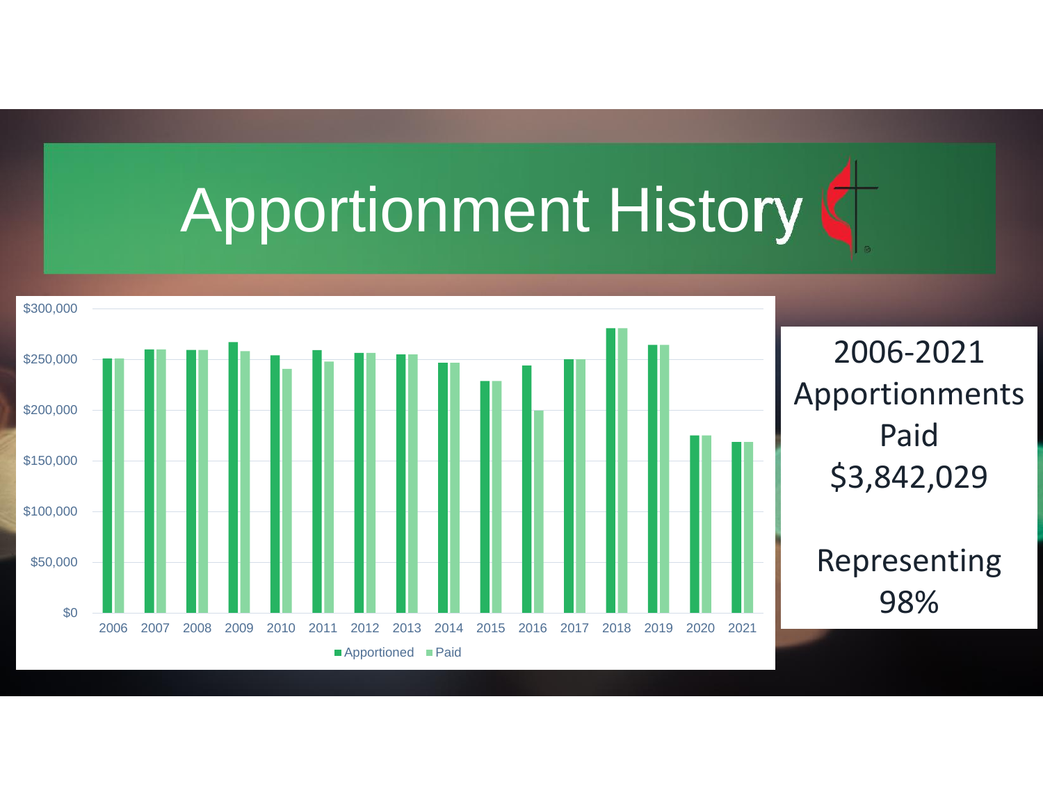# Apportionment History

$300,000
$250,000
$200,000
$150,000
$100,000
$50,000
$0

2006 2007 2008 2009 2010 2011 2012 2013 2014 2015 2016 2017 2018 2019 2020 2021

Apportioned Paid

2006-2021 Apportionments Paid $3,842,029

Representing 98%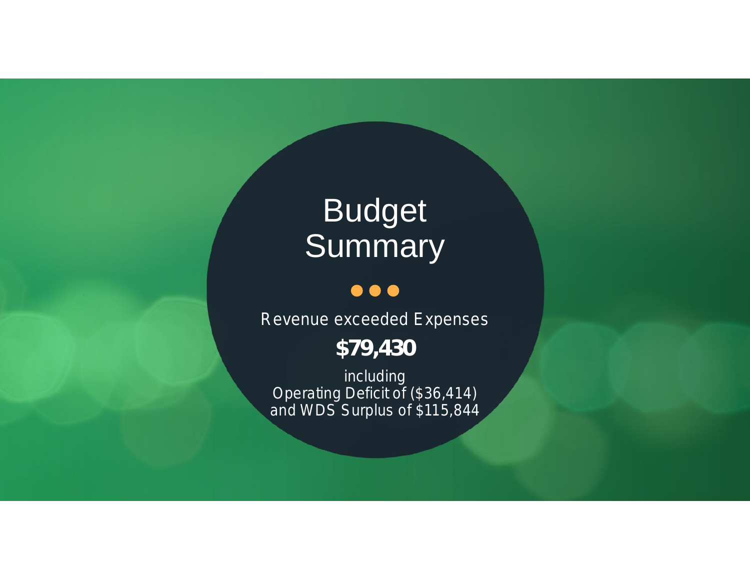# Budget Summary

Revenue exceeded Expenses

**$79,430**

including
Operating Deficit of ($36,414)
and WDS Surplus of $115,844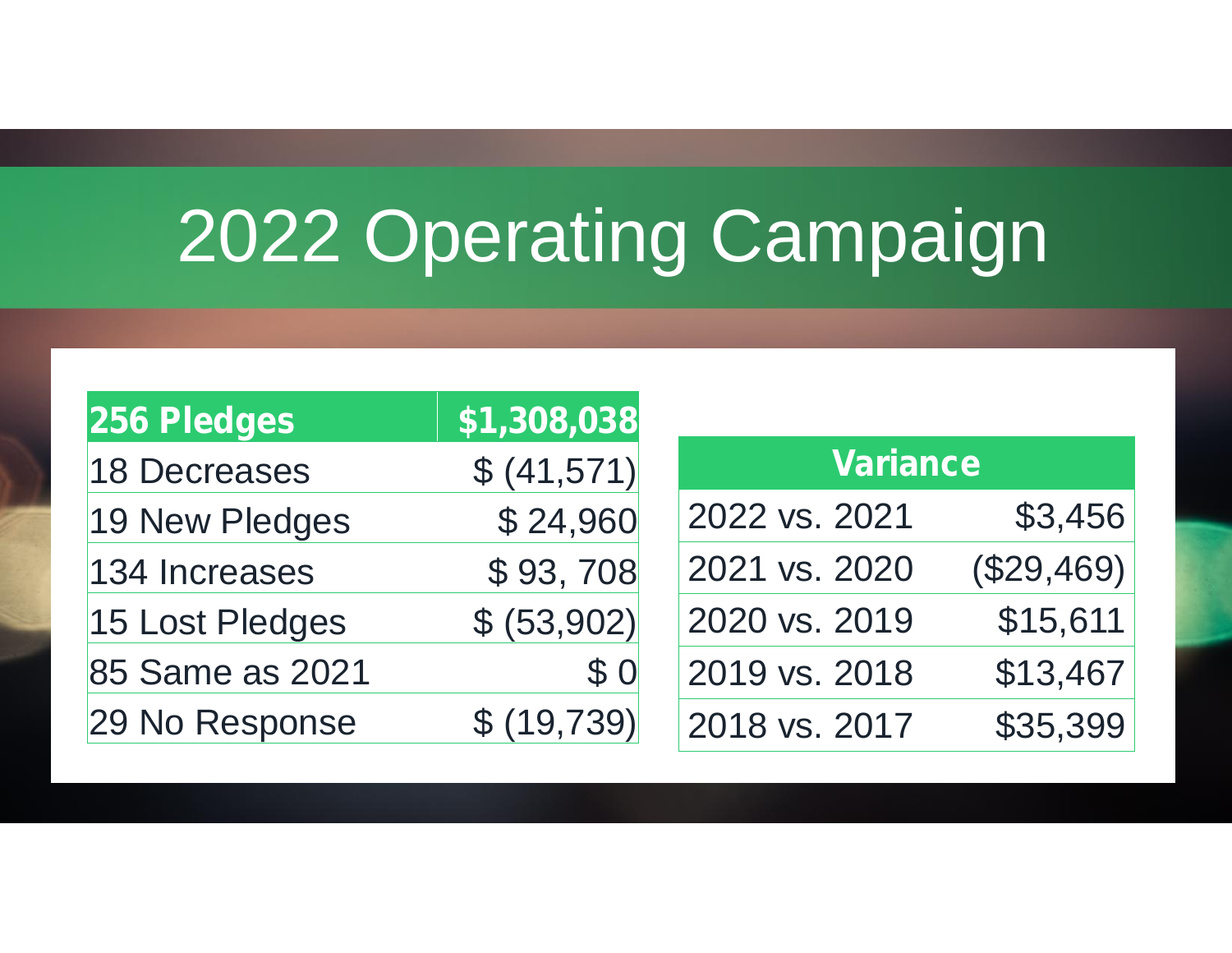# 2022 Operating Campaign

| 256 Pledges | $1,308,038 |
| --- | --- |
| 18 Decreases | $ (41,571) |
| 19 New Pledges | $ 24,960 |
| 134 Increases | $ 93, 708 |
| 15 Lost Pledges | $ (53,902) |
| 85 Same as 2021 | $ 0 |
| 29 No Response | $ (19,739) |

| Variance | |
| --- | --- |
| 2022 vs. 2021 | $3,456 |
| 2021 vs. 2020 | ($29,469) |
| 2020 vs. 2019 | $15,611 |
| 2019 vs. 2018 | $13,467 |
| 2018 vs. 2017 | $35,399 |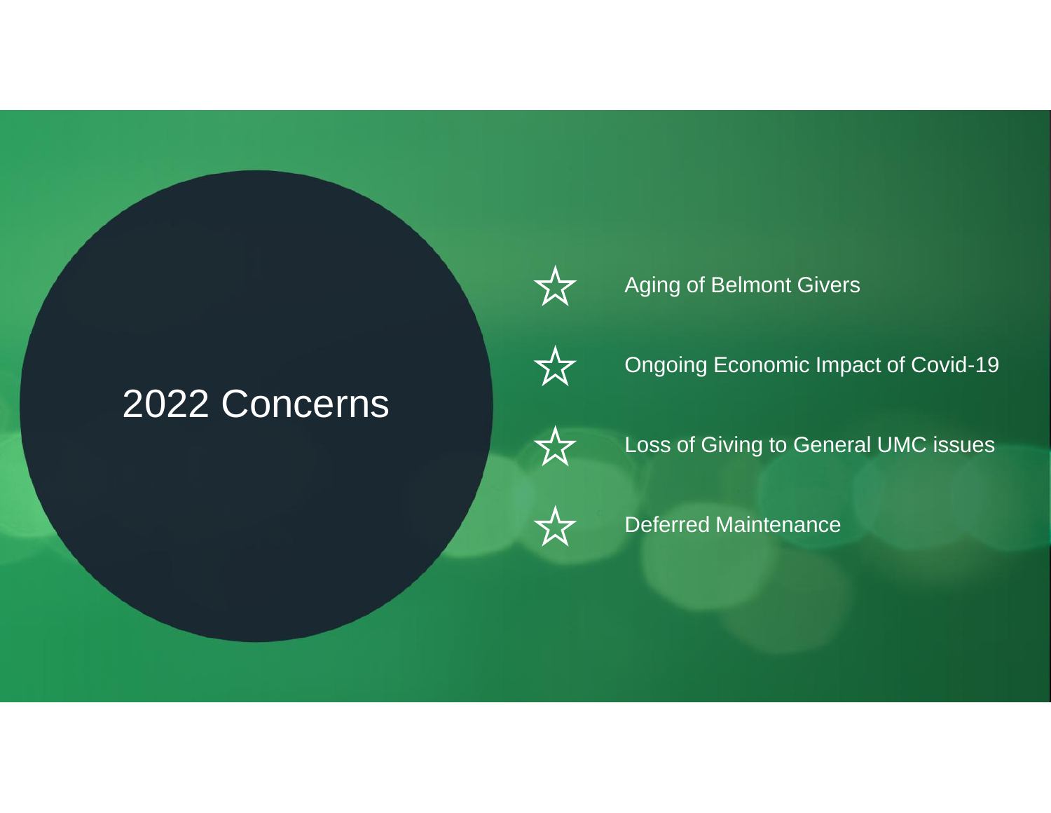# 2022 Concerns

- Aging of Belmont Givers
- Ongoing Economic Impact of Covid-19
- Loss of Giving to General UMC issues
- Deferred Maintenance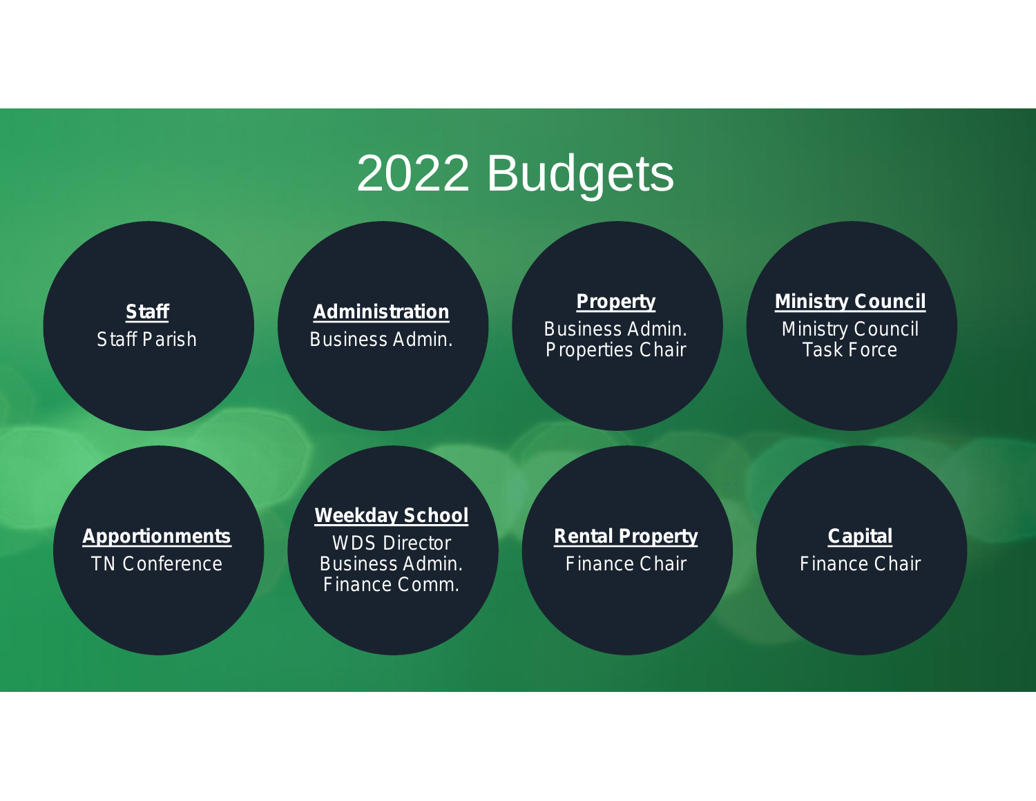# 2022 Budgets

**Staff**
Staff Parish

**Administration**
Business Admin.

**Property**
Business Admin.
Properties Chair

**Ministry Council**
Ministry Council
Task Force

**Apportionments**
TN Conference

**Weekday School**
WDS Director
Business Admin.
Finance Comm.

**Rental Property**
Finance Chair

**Capital**
Finance Chair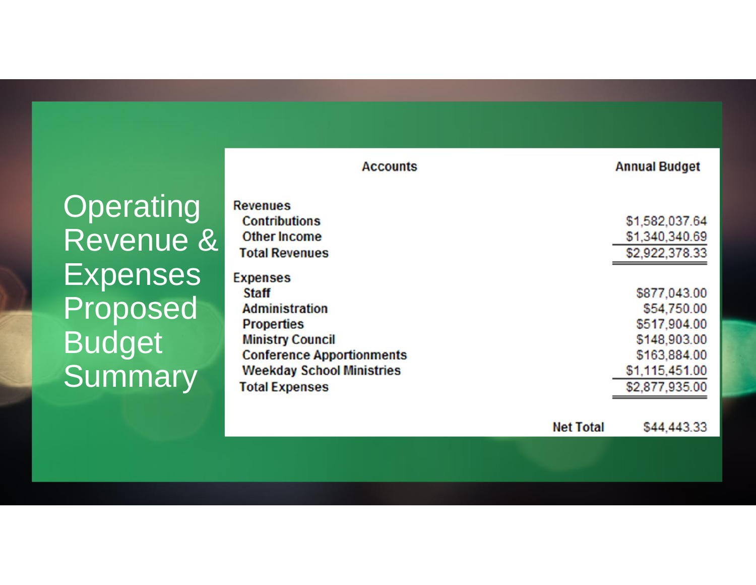# Operating Revenue & Expenses Proposed Budget Summary

| Accounts | Annual Budget |
|---|---|
| **Revenues** | |
| Contributions | $1,582,037.64 |
| Other Income | $1,340,340.69 |
| **Total Revenues** | $2,922,378.33 |
| **Expenses** | |
| Staff | $877,043.00 |
| Administration | $54,750.00 |
| Properties | $517,904.00 |
| Ministry Council | $148,903.00 |
| Conference Apportionments | $163,884.00 |
| Weekday School Ministries | $1,115,451.00 |
| **Total Expenses** | $2,877,935.00 |
| **Net Total** | $44,443.33 |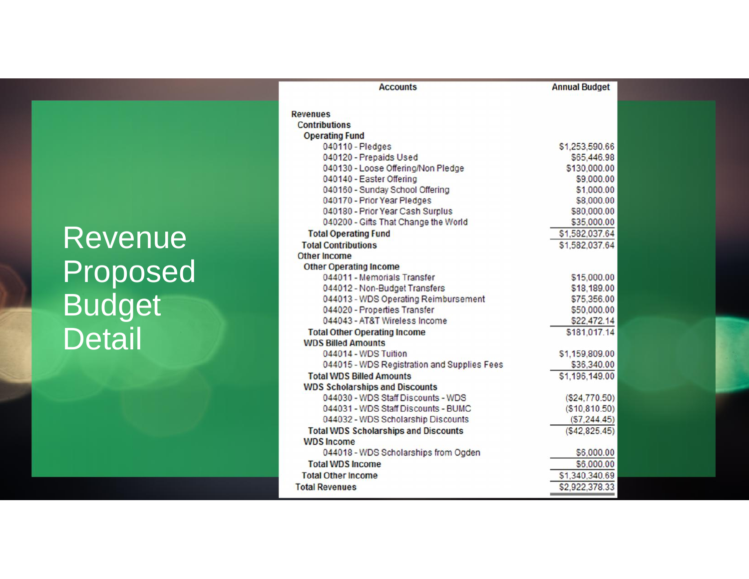# Revenue Proposed Budget Detail

| Accounts | Annual Budget |
|---|---|
| **Revenues** | |
| **Contributions** | |
| **Operating Fund** | |
| 040110 - Pledges | $1,253,590.66 |
| 040120 - Prepaids Used | $65,446.98 |
| 040130 - Loose Offering/Non Pledge | $130,000.00 |
| 040140 - Easter Offering | $9,000.00 |
| 040160 - Sunday School Offering | $1,000.00 |
| 040170 - Prior Year Pledges | $8,000.00 |
| 040180 - Prior Year Cash Surplus | $80,000.00 |
| 040200 - Gifts That Change the World | $35,000.00 |
| **Total Operating Fund** | $1,582,037.64 |
| **Total Contributions** | $1,582,037.64 |
| **Other Income** | |
| **Other Operating Income** | |
| 044011 - Memorials Transfer | $15,000.00 |
| 044012 - Non-Budget Transfers | $18,189.00 |
| 044013 - WDS Operating Reimbursement | $75,356.00 |
| 044020 - Properties Transfer | $50,000.00 |
| 044043 - AT&T Wireless Income | $22,472.14 |
| **Total Other Operating Income** | $181,017.14 |
| **WDS Billed Amounts** | |
| 044014 - WDS Tuition | $1,159,809.00 |
| 044015 - WDS Registration and Supplies Fees | $36,340.00 |
| **Total WDS Billed Amounts** | $1,196,149.00 |
| **WDS Scholarships and Discounts** | |
| 044030 - WDS Staff Discounts - WDS | ($24,770.50) |
| 044031 - WDS Staff Discounts - BUMC | ($10,810.50) |
| 044032 - WDS Scholarship Discounts | ($7,244.45) |
| **Total WDS Scholarships and Discounts** | ($42,825.45) |
| **WDS Income** | |
| 044018 - WDS Scholarships from Ogden | $6,000.00 |
| **Total WDS Income** | $6,000.00 |
| **Total Other Income** | $1,340,340.69 |
| **Total Revenues** | $2,922,378.33 |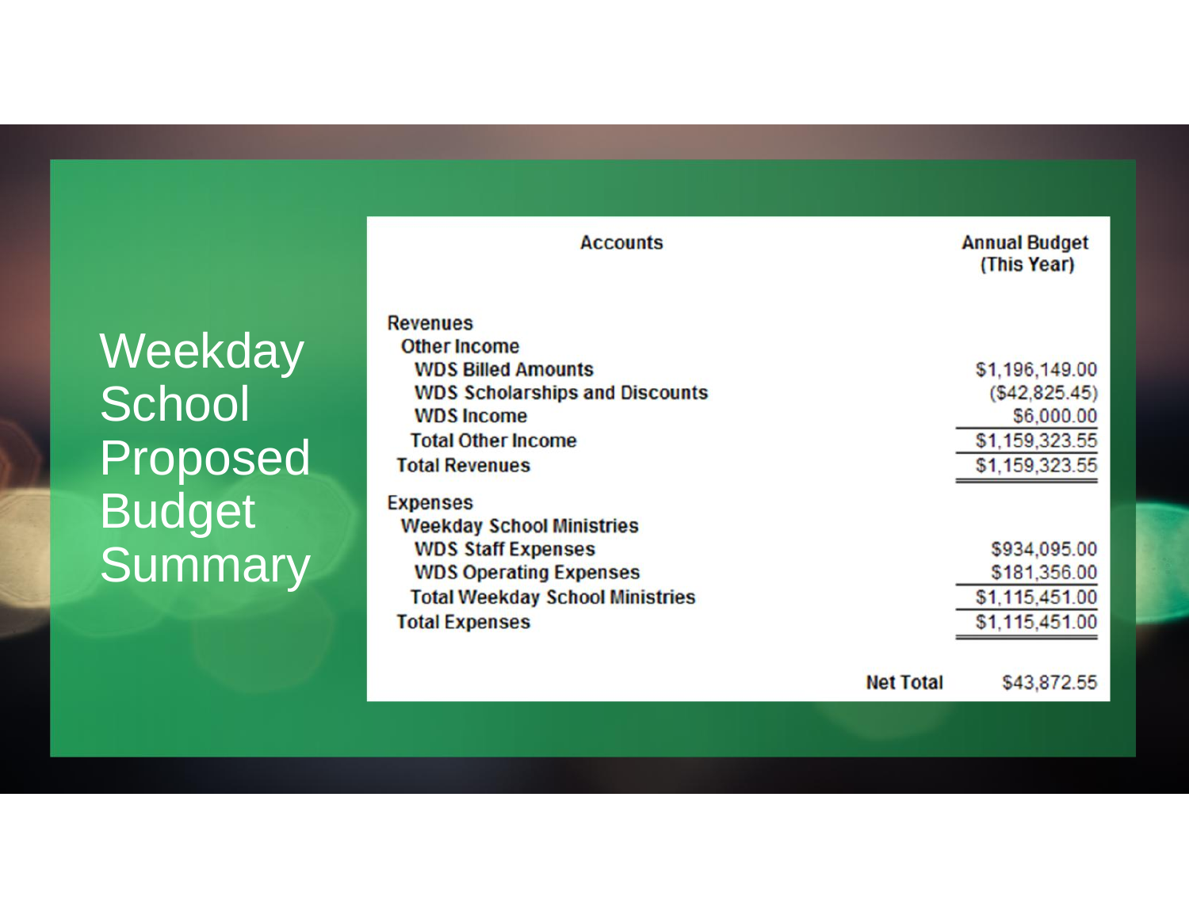# Weekday School Proposed Budget Summary

| Accounts | Annual Budget (This Year) |
|---|---|
| **Revenues** | |
| Other Income | |
| WDS Billed Amounts | $1,196,149.00 |
| WDS Scholarships and Discounts | ($42,825.45) |
| WDS Income | $6,000.00 |
| Total Other Income | $1,159,323.55 |
| **Total Revenues** | $1,159,323.55 |
| **Expenses** | |
| Weekday School Ministries | |
| WDS Staff Expenses | $934,095.00 |
| WDS Operating Expenses | $181,356.00 |
| Total Weekday School Ministries | $1,115,451.00 |
| **Total Expenses** | $1,115,451.00 |
| **Net Total** | $43,872.55 |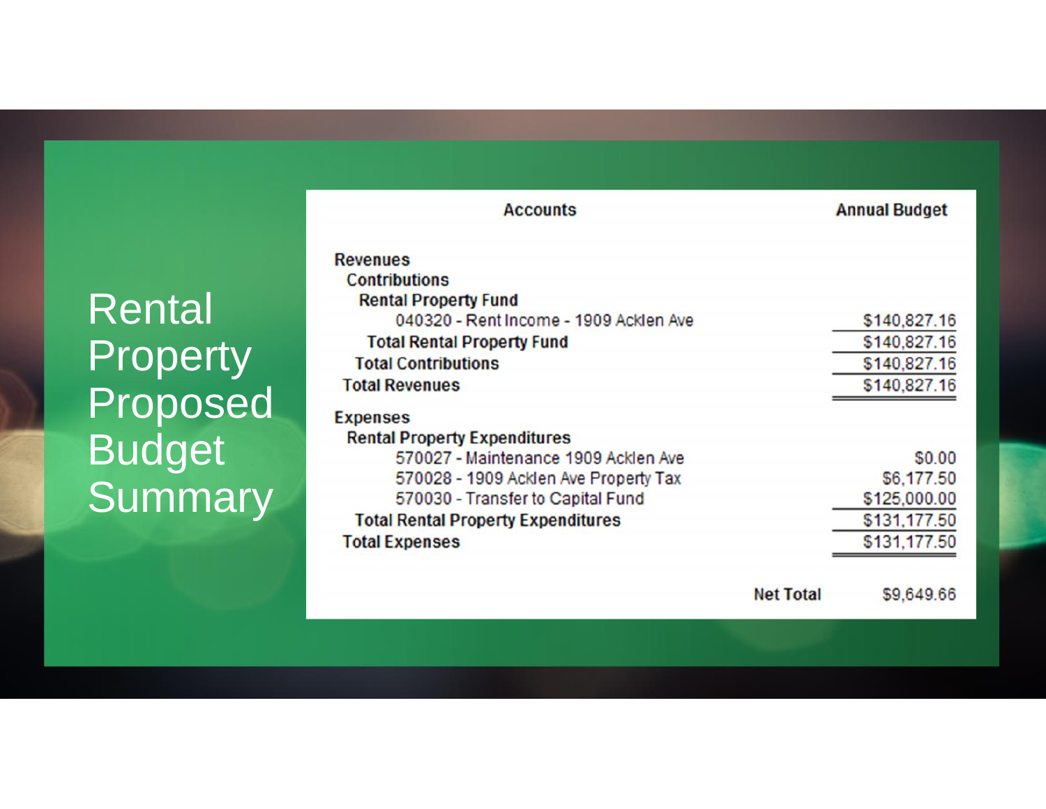# Rental Property Proposed Budget Summary

| Accounts | Annual Budget |
|---|---|
| **Revenues** | |
| **Contributions** | |
| **Rental Property Fund** | |
| 040320 - Rent Income - 1909 Acklen Ave | $140,827.16 |
| **Total Rental Property Fund** | $140,827.16 |
| **Total Contributions** | $140,827.16 |
| **Total Revenues** | $140,827.16 |
| **Expenses** | |
| **Rental Property Expenditures** | |
| 570027 - Maintenance 1909 Acklen Ave | $0.00 |
| 570028 - 1909 Acklen Ave Property Tax | $6,177.50 |
| 570030 - Transfer to Capital Fund | $125,000.00 |
| **Total Rental Property Expenditures** | $131,177.50 |
| **Total Expenses** | $131,177.50 |
| **Net Total** | $9,649.66 |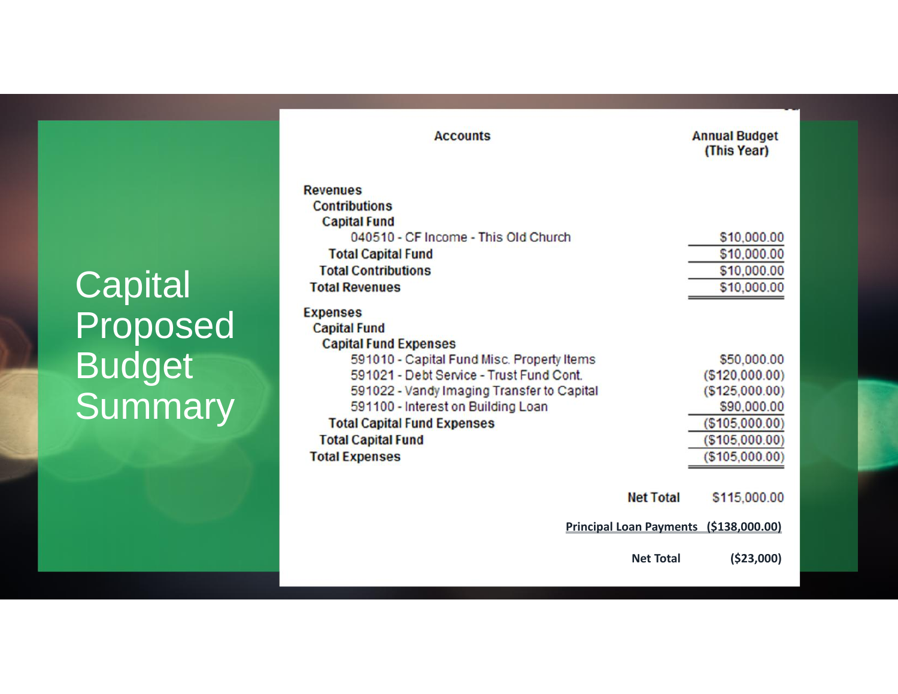# Capital Proposed Budget Summary

| Accounts | Annual Budget (This Year) |
| --- | --- |
| **Revenues** | |
| **Contributions** | |
| **Capital Fund** | |
| 040510 - CF Income - This Old Church | $10,000.00 |
| **Total Capital Fund** | $10,000.00 |
| **Total Contributions** | $10,000.00 |
| **Total Revenues** | $10,000.00 |
| **Expenses** | |
| **Capital Fund** | |
| **Capital Fund Expenses** | |
| 591010 - Capital Fund Misc. Property Items | $50,000.00 |
| 591021 - Debt Service - Trust Fund Cont. | ($120,000.00) |
| 591022 - Vandy Imaging Transfer to Capital | ($125,000.00) |
| 591100 - Interest on Building Loan | $90,000.00 |
| **Total Capital Fund Expenses** | ($105,000.00) |
| **Total Capital Fund** | ($105,000.00) |
| **Total Expenses** | ($105,000.00) |
| **Net Total** | $115,000.00 |
| **Principal Loan Payments** | **($138,000.00)** |
| **Net Total** | **($23,000)** |